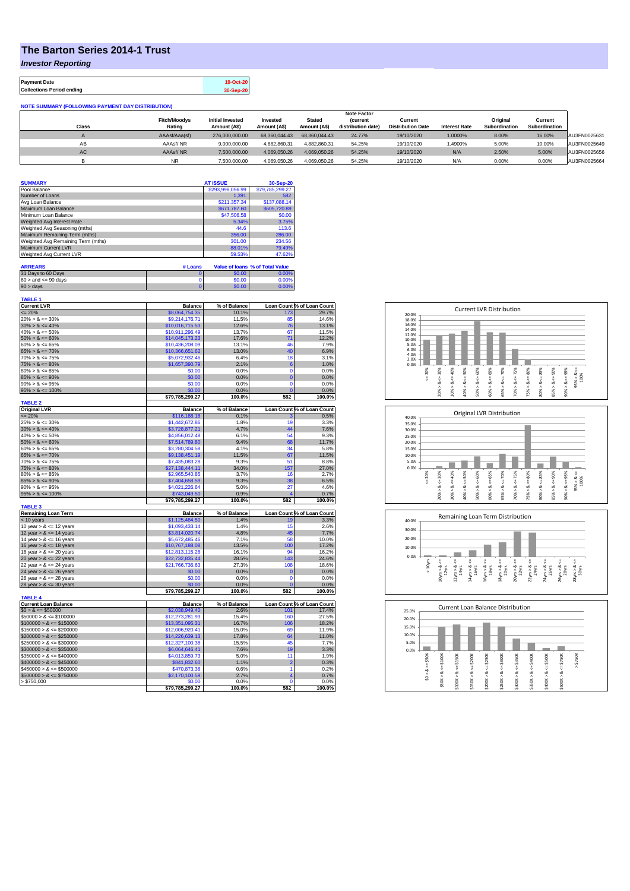# The Barton Series 2014-1 Trust

***Investor Reporting***

| Payment Date | 19-Oct-20 |
|---|---|
| Collections Period ending | 30-Sep-20 |

**NOTE SUMMARY (FOLLOWING PAYMENT DAY DISTRIBUTION)**

| Class | Fitch/Moodys Rating | Initial Invested Amount (A$) | Invested Amount (A$) | Stated Amount (A$) | Note Factor (current distribution date) | Current Distribution Date | Interest Rate | Original Subordination | Current Subordination | |
|---|---|---|---|---|---|---|---|---|---|---|
| A | AAAsf/Aaa(sf) | 276,000,000.00 | 68,360,044.43 | 68,360,044.43 | 24.77% | 19/10/2020 | 1.0000% | 8.00% | 16.00% | AU3FN0025631 |
| AB | AAAsf/ NR | 9,000,000.00 | 4,882,860.31 | 4,882,860.31 | 54.25% | 19/10/2020 | 1.4900% | 5.00% | 10.00% | AU3FN0025649 |
| AC | AAAsf/ NR | 7,500,000.00 | 4,069,050.26 | 4,069,050.26 | 54.25% | 19/10/2020 | N/A | 2.50% | 5.00% | AU3FN0025656 |
| B | NR | 7,500,000.00 | 4,069,050.26 | 4,069,050.26 | 54.25% | 19/10/2020 | N/A | 0.00% | 0.00% | AU3FN0025664 |

| SUMMARY | AT ISSUE | 30-Sep-20 |
|---|---|---|
| Pool Balance | $293,998,056.99 | $79,785,299.27 |
| Number of Loans | 1,391 | 582 |
| Avg Loan Balance | $211,357.34 | $137,088.14 |
| Maximum Loan Balance | $671,787.60 | $605,720.89 |
| Minimum Loan Balance | $47,506.58 | $0.00 |
| Weighted Avg Interest Rate | 5.34% | 3.75% |
| Weighted Avg Seasoning (mths) | 44.6 | 113.6 |
| Maximum Remaining Term (mths) | 356.00 | 286.00 |
| Weighted Avg Remaining Term (mths) | 301.00 | 234.56 |
| Maximum Current LVR | 88.01% | 79.49% |
| Weighted Avg Current LVR | 59.53% | 47.62% |

| ARREARS | # Loans | Value of loans | % of Total Value |
|---|---|---|---|
| 31 Days to 60 Days | 0 | $0.00 | 0.00% |
| 60 > and <= 90 days | 0 | $0.00 | 0.00% |
| 90 > days | 0 | $0.00 | 0.00% |

**TABLE 1**

| Current LVR | Balance | % of Balance | Loan Count | % of Loan Count |
|---|---|---|---|---|
| <= 20% | $8,064,754.35 | 10.1% | 173 | 29.7% |
| 20% > & <= 30% | $9,214,176.71 | 11.5% | 85 | 14.6% |
| 30% > & <= 40% | $10,016,715.53 | 12.6% | 76 | 13.1% |
| 40% > & <= 50% | $10,911,296.49 | 13.7% | 67 | 11.5% |
| 50% > & <= 60% | $14,045,173.23 | 17.6% | 71 | 12.2% |
| 60% > & <= 65% | $10,436,208.09 | 13.1% | 46 | 7.9% |
| 65% > & <= 70% | $10,366,651.62 | 13.0% | 40 | 6.9% |
| 70% > & <= 75% | $5,072,932.46 | 6.4% | 18 | 3.1% |
| 75% > & <= 80% | $1,657,390.79 | 2.1% | 6 | 1.0% |
| 80% > & <= 85% | $0.00 | 0.0% | 0 | 0.0% |
| 85% > & <= 90% | $0.00 | 0.0% | 0 | 0.0% |
| 90% > & <= 95% | $0.00 | 0.0% | 0 | 0.0% |
| 95% > & <= 100% | $0.00 | 0.0% | 0 | 0.0% |
| | $79,785,299.27 | 100.0% | 582 | 100.0% |

**TABLE 2**

| Original LVR | Balance | % of Balance | Loan Count | % of Loan Count |
|---|---|---|---|---|
| <= 20% | $116,188.18 | 0.1% | 3 | 0.5% |
| 25% > & <= 30% | $1,442,672.86 | 1.8% | 19 | 3.3% |
| 30% > & <= 40% | $3,728,877.21 | 4.7% | 44 | 7.6% |
| 40% > & <= 50% | $4,856,012.48 | 6.1% | 54 | 9.3% |
| 50% > & <= 60% | $7,514,789.80 | 9.4% | 68 | 11.7% |
| 60% > & <= 65% | $3,280,304.58 | 4.1% | 34 | 5.8% |
| 65% > & <= 70% | $9,138,451.19 | 11.5% | 67 | 11.5% |
| 70% > & <= 75% | $7,435,083.28 | 9.3% | 51 | 8.8% |
| 75% > & <= 80% | $27,138,444.11 | 34.0% | 157 | 27.0% |
| 80% > & <= 85% | $2,965,540.85 | 3.7% | 16 | 2.7% |
| 85% > & <= 90% | $7,404,658.59 | 9.3% | 38 | 6.5% |
| 90% > & <= 95% | $4,021,226.64 | 5.0% | 27 | 4.6% |
| 95% > & <= 100% | $743,049.50 | 0.9% | 4 | 0.7% |
| | $79,785,299.27 | 100.0% | 582 | 100.0% |

**TABLE 3**

| Remaining Loan Term | Balance | % of Balance | Loan Count | % of Loan Count |
|---|---|---|---|---|
| < 10 years | $1,125,484.50 | 1.4% | 19 | 3.3% |
| 10 year > & <= 12 years | $1,093,433.14 | 1.4% | 15 | 2.6% |
| 12 year > & <= 14 years | $3,814,020.74 | 4.8% | 45 | 7.7% |
| 14 year > & <= 16 years | $5,672,485.46 | 7.1% | 58 | 10.0% |
| 16 year > & <= 18 years | $10,767,188.08 | 13.5% | 100 | 17.2% |
| 18 year > & <= 20 years | $12,813,115.28 | 16.1% | 94 | 16.2% |
| 20 year > & <= 22 years | $22,732,835.44 | 28.5% | 143 | 24.6% |
| 22 year > & <= 24 years | $21,766,736.63 | 27.3% | 108 | 18.6% |
| 24 year > & <= 26 years | $0.00 | 0.0% | 0 | 0.0% |
| 26 year > & <= 28 years | $0.00 | 0.0% | 0 | 0.0% |
| 28 year > & <= 30 years | $0.00 | 0.0% | 0 | 0.0% |
| | $79,785,299.27 | 100.0% | 582 | 100.0% |

**TABLE 4**

| Current Loan Balance | Balance | % of Balance | Loan Count | % of Loan Count |
|---|---|---|---|---|
| $0 > & <= $50000 | $2,038,949.40 | 2.6% | 101 | 17.4% |
| $50000 > & <= $100000 | $12,273,281.93 | 15.4% | 160 | 27.5% |
| $100000 > & <= $150000 | $13,351,095.31 | 16.7% | 106 | 18.2% |
| $150000 > & <= $200000 | $12,006,920.41 | 15.0% | 69 | 11.9% |
| $200000 > & <= $250000 | $14,226,639.13 | 17.8% | 64 | 11.0% |
| $250000 > & <= $300000 | $12,327,100.38 | 15.5% | 45 | 7.7% |
| $300000 > & <= $350000 | $6,064,646.41 | 7.6% | 19 | 3.3% |
| $350000 > & <= $400000 | $4,013,859.73 | 5.0% | 11 | 1.9% |
| $400000 > & <= $450000 | $841,832.60 | 1.1% | 2 | 0.3% |
| $450000 > & <= $500000 | $470,873.38 | 0.6% | 1 | 0.2% |
| $500000 > & <= $750000 | $2,170,100.59 | 2.7% | 4 | 0.7% |
| > $750,000 | $0.00 | 0.0% | 0 | 0.0% |
| | $79,785,299.27 | 100.0% | 582 | 100.0% |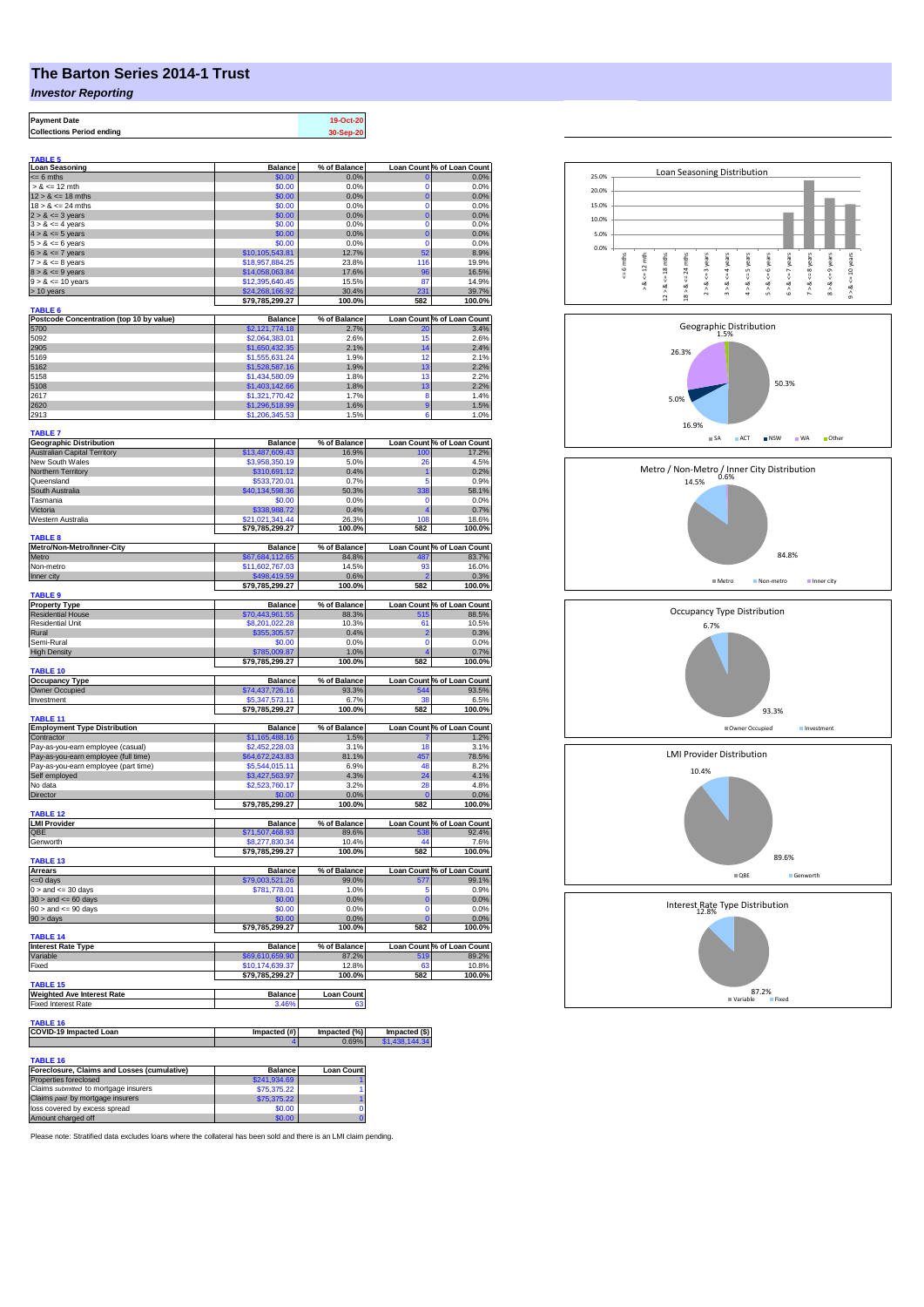# The Barton Series 2014-1 Trust

*Investor Reporting*

| | |
|---|---|
| **Payment Date** | 19-Oct-20 |
| **Collections Period ending** | 30-Sep-20 |

**TABLE 5**

| Loan Seasoning | Balance | % of Balance | Loan Count | % of Loan Count |
|---|---|---|---|---|
| <= 6 mths | $0.00 | 0.0% | 0 | 0.0% |
| > & <= 12 mth | $0.00 | 0.0% | 0 | 0.0% |
| 12 > & <= 18 mths | $0.00 | 0.0% | 0 | 0.0% |
| 18 > & <= 24 mths | $0.00 | 0.0% | 0 | 0.0% |
| 2 > & <= 3 years | $0.00 | 0.0% | 0 | 0.0% |
| 3 > & <= 4 years | $0.00 | 0.0% | 0 | 0.0% |
| 4 > & <= 5 years | $0.00 | 0.0% | 0 | 0.0% |
| 5 > & <= 6 years | $0.00 | 0.0% | 0 | 0.0% |
| 6 > & <= 7 years | $10,105,543.81 | 12.7% | 52 | 8.9% |
| 7 > & <= 8 years | $18,957,884.25 | 23.8% | 116 | 19.9% |
| 8 > & <= 9 years | $14,058,063.84 | 17.6% | 96 | 16.5% |
| 9 > & <= 10 years | $12,395,640.45 | 15.5% | 87 | 14.9% |
| > 10 years | $24,268,166.92 | 30.4% | 231 | 39.7% |
| | $79,785,299.27 | 100.0% | 582 | 100.0% |

**TABLE 6**

| Postcode Concentration (top 10 by value) | Balance | % of Balance | Loan Count | % of Loan Count |
|---|---|---|---|---|
| 5700 | $2,121,774.18 | 2.7% | 20 | 3.4% |
| 5092 | $2,064,383.01 | 2.6% | 15 | 2.6% |
| 2905 | $1,650,432.35 | 2.1% | 14 | 2.4% |
| 5169 | $1,555,631.24 | 1.9% | 12 | 2.1% |
| 5162 | $1,528,587.16 | 1.9% | 13 | 2.2% |
| 5158 | $1,434,580.09 | 1.8% | 13 | 2.2% |
| 5108 | $1,403,142.66 | 1.8% | 13 | 2.2% |
| 2617 | $1,321,770.42 | 1.7% | 8 | 1.4% |
| 2620 | $1,296,518.99 | 1.6% | 9 | 1.5% |
| 2913 | $1,206,345.53 | 1.5% | 6 | 1.0% |

**TABLE 7**

| Geographic Distribution | Balance | % of Balance | Loan Count | % of Loan Count |
|---|---|---|---|---|
| Australian Capital Territory | $13,487,609.43 | 16.9% | 100 | 17.2% |
| New South Wales | $3,958,350.19 | 5.0% | 26 | 4.5% |
| Northern Territory | $310,691.12 | 0.4% | 1 | 0.2% |
| Queensland | $533,720.01 | 0.7% | 5 | 0.9% |
| South Australia | $40,134,598.36 | 50.3% | 338 | 58.1% |
| Tasmania | $0.00 | 0.0% | 0 | 0.0% |
| Victoria | $338,988.72 | 0.4% | 4 | 0.7% |
| Western Australia | $21,021,341.44 | 26.3% | 108 | 18.6% |
| | $79,785,299.27 | 100.0% | 582 | 100.0% |

**TABLE 8**

| Metro/Non-Metro/Inner-City | Balance | % of Balance | Loan Count | % of Loan Count |
|---|---|---|---|---|
| Metro | $67,684,112.65 | 84.8% | 487 | 83.7% |
| Non-metro | $11,602,767.03 | 14.5% | 93 | 16.0% |
| Inner city | $498,419.59 | 0.6% | 2 | 0.3% |
| | $79,785,299.27 | 100.0% | 582 | 100.0% |

**TABLE 9**

| Property Type | Balance | % of Balance | Loan Count | % of Loan Count |
|---|---|---|---|---|
| Residential House | $70,443,961.55 | 88.3% | 515 | 88.5% |
| Residential Unit | $8,201,022.28 | 10.3% | 61 | 10.5% |
| Rural | $355,305.57 | 0.4% | 2 | 0.3% |
| Semi-Rural | $0.00 | 0.0% | 0 | 0.0% |
| High Density | $785,009.87 | 1.0% | 4 | 0.7% |
| | $79,785,299.27 | 100.0% | 582 | 100.0% |

**TABLE 10**

| Occupancy Type | Balance | % of Balance | Loan Count | % of Loan Count |
|---|---|---|---|---|
| Owner Occupied | $74,437,726.16 | 93.3% | 544 | 93.5% |
| Investment | $5,347,573.11 | 6.7% | 38 | 6.5% |
| | $79,785,299.27 | 100.0% | 582 | 100.0% |

**TABLE 11**

| Employment Type Distribution | Balance | % of Balance | Loan Count | % of Loan Count |
|---|---|---|---|---|
| Contractor | $1,165,488.16 | 1.5% | 7 | 1.2% |
| Pay-as-you-earn employee (casual) | $2,452,228.03 | 3.1% | 18 | 3.1% |
| Pay-as-you-earn employee (full time) | $64,672,243.83 | 81.1% | 457 | 78.5% |
| Pay-as-you-earn employee (part time) | $5,544,015.11 | 6.9% | 48 | 8.2% |
| Self employed | $3,427,563.97 | 4.3% | 24 | 4.1% |
| No data | $2,523,760.17 | 3.2% | 28 | 4.8% |
| Director | $0.00 | 0.0% | 0 | 0.0% |
| | $79,785,299.27 | 100.0% | 582 | 100.0% |

**TABLE 12**

| LMI Provider | Balance | % of Balance | Loan Count | % of Loan Count |
|---|---|---|---|---|
| QBE | $71,507,468.93 | 89.6% | 538 | 92.4% |
| Genworth | $8,277,830.34 | 10.4% | 44 | 7.6% |
| | $79,785,299.27 | 100.0% | 582 | 100.0% |

**TABLE 13**

| Arrears | Balance | % of Balance | Loan Count | % of Loan Count |
|---|---|---|---|---|
| <=0 days | $79,003,521.26 | 99.0% | 577 | 99.1% |
| 0 > and <= 30 days | $781,778.01 | 1.0% | 5 | 0.9% |
| 30 > and <= 60 days | $0.00 | 0.0% | 0 | 0.0% |
| 60 > and <= 90 days | $0.00 | 0.0% | 0 | 0.0% |
| 90 > days | $0.00 | 0.0% | 0 | 0.0% |
| | $79,785,299.27 | 100.0% | 582 | 100.0% |

**TABLE 14**

| Interest Rate Type | Balance | % of Balance | Loan Count | % of Loan Count |
|---|---|---|---|---|
| Variable | $69,610,659.90 | 87.2% | 519 | 89.2% |
| Fixed | $10,174,639.37 | 12.8% | 63 | 10.8% |
| | $79,785,299.27 | 100.0% | 582 | 100.0% |

**TABLE 15**

| Weighted Ave Interest Rate | Balance | Loan Count |
|---|---|---|
| Fixed Interest Rate | 3.46% | 63 |

**TABLE 16**

| COVID-19 Impacted Loan | Impacted (#) | Impacted (%) | Impacted ($) |
|---|---|---|---|
| | 4 | 0.69% | $1,438,144.34 |

**TABLE 16**

| Foreclosure, Claims and Losses (cumulative) | Balance | Loan Count |
|---|---|---|
| Properties foreclosed | $241,934.69 | 1 |
| Claims *submitted* to mortgage insurers | $75,375.22 | 1 |
| Claims *paid* by mortgage insurers | $75,375.22 | 1 |
| loss covered by excess spread | $0.00 | 0 |
| Amount charged off | $0.00 | 0 |

Please note: Stratified data excludes loans where the collateral has been sold and there is an LMI claim pending.

Loan Seasoning Distribution
25.0%
20.0%
15.0%
10.0%
5.0%
0.0%
<= 6 mths
> & <= 12 mth
12 > & <= 18 mths
18 > & <= 24 mths
2 > & <= 3 years
3 > & <= 4 years
4 > & <= 5 years
5 > & <= 6 years
6 > & <= 7 years
7 > & <= 8 years
8 > & <= 9 years
9 > & <= 10 years

Geographic Distribution
1.5%
26.3%
50.3%
5.0%
16.9%
SA ACT NSW WA Other

Metro / Non-Metro / Inner City Distribution
0.6%
14.5%
84.8%
Metro Non-metro Inner city

Occupancy Type Distribution
6.7%
93.3%
Owner Occupied Investment

LMI Provider Distribution
10.4%
89.6%
QBE Genworth

Interest Rate Type Distribution
12.8%
87.2%
Variable Fixed